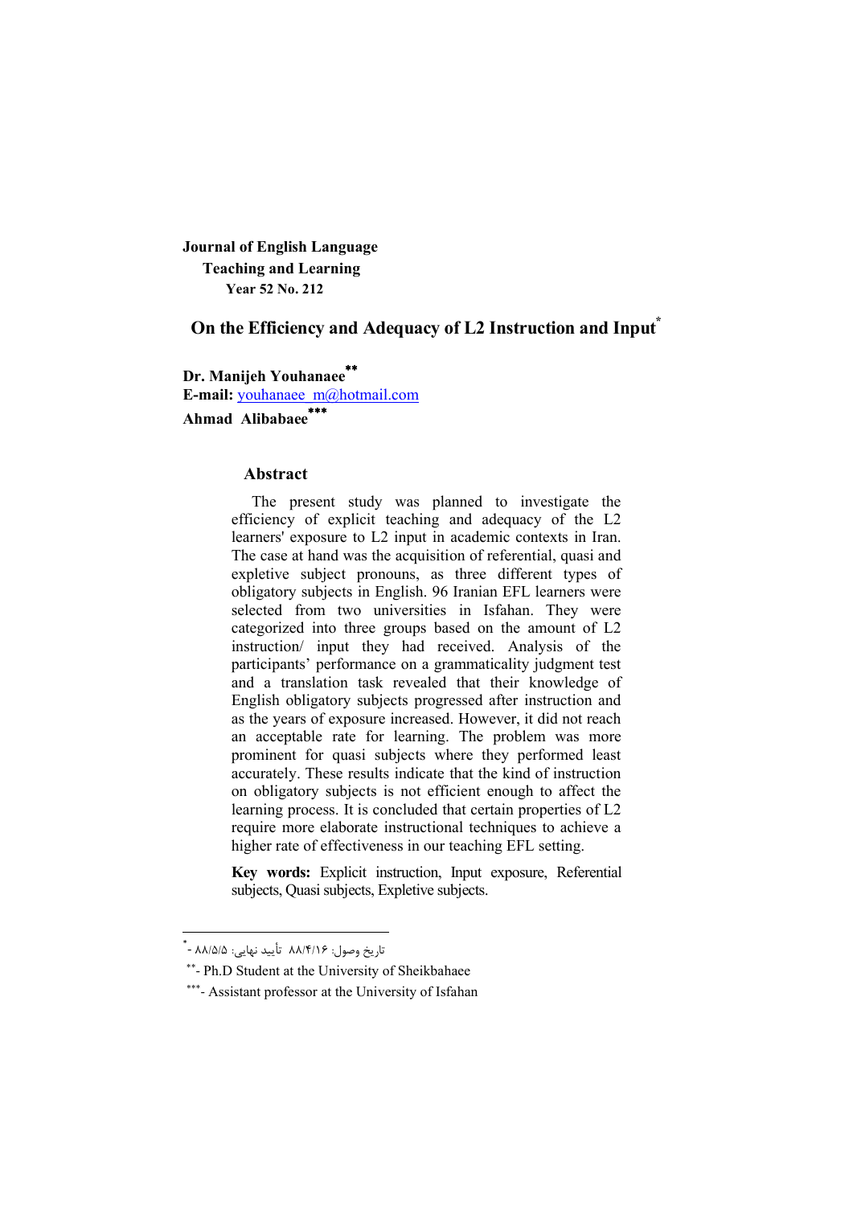**Journal of English Language Teaching and Learning**
**Year 52 No. 212**

# On the Efficiency and Adequacy of L2 Instruction and Input[*]

**Dr. Manijeh Youhanaee**[**]
**E-mail:** youhanaee_m@hotmail.com
**Ahmad Alibabaee**[***]

## Abstract

The present study was planned to investigate the efficiency of explicit teaching and adequacy of the L2 learners' exposure to L2 input in academic contexts in Iran. The case at hand was the acquisition of referential, quasi and expletive subject pronouns, as three different types of obligatory subjects in English. 96 Iranian EFL learners were selected from two universities in Isfahan. They were categorized into three groups based on the amount of L2 instruction/ input they had received. Analysis of the participants' performance on a grammaticality judgment test and a translation task revealed that their knowledge of English obligatory subjects progressed after instruction and as the years of exposure increased. However, it did not reach an acceptable rate for learning. The problem was more prominent for quasi subjects where they performed least accurately. These results indicate that the kind of instruction on obligatory subjects is not efficient enough to affect the learning process. It is concluded that certain properties of L2 require more elaborate instructional techniques to achieve a higher rate of effectiveness in our teaching EFL setting.

**Key words:** Explicit instruction, Input exposure, Referential subjects, Quasi subjects, Expletive subjects.

---

[*] - تاریخ وصول: ۸۸/۴/۱۶ تأیید نهایی: ۸۸/۵/۵

[**] - Ph.D Student at the University of Sheikbahaee

[***] - Assistant professor at the University of Isfahan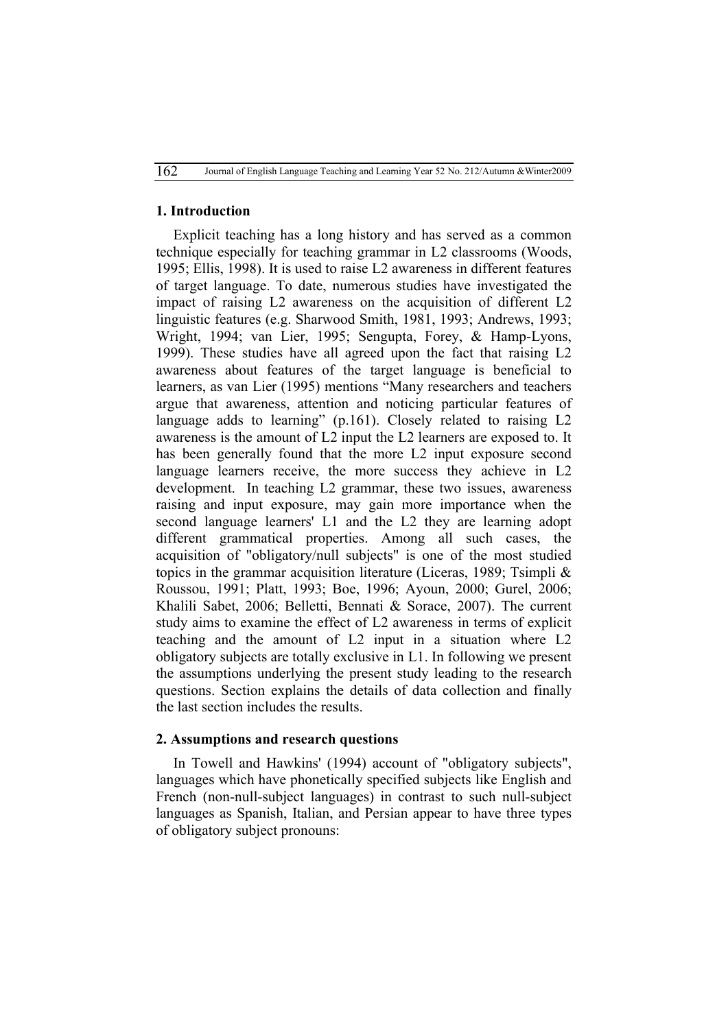## 1. Introduction

Explicit teaching has a long history and has served as a common technique especially for teaching grammar in L2 classrooms (Woods, 1995; Ellis, 1998). It is used to raise L2 awareness in different features of target language. To date, numerous studies have investigated the impact of raising L2 awareness on the acquisition of different L2 linguistic features (e.g. Sharwood Smith, 1981, 1993; Andrews, 1993; Wright, 1994; van Lier, 1995; Sengupta, Forey, & Hamp-Lyons, 1999). These studies have all agreed upon the fact that raising L2 awareness about features of the target language is beneficial to learners, as van Lier (1995) mentions "Many researchers and teachers argue that awareness, attention and noticing particular features of language adds to learning" (p.161). Closely related to raising L2 awareness is the amount of L2 input the L2 learners are exposed to. It has been generally found that the more L2 input exposure second language learners receive, the more success they achieve in L2 development. In teaching L2 grammar, these two issues, awareness raising and input exposure, may gain more importance when the second language learners' L1 and the L2 they are learning adopt different grammatical properties. Among all such cases, the acquisition of "obligatory/null subjects" is one of the most studied topics in the grammar acquisition literature (Liceras, 1989; Tsimpli & Roussou, 1991; Platt, 1993; Boe, 1996; Ayoun, 2000; Gurel, 2006; Khalili Sabet, 2006; Belletti, Bennati & Sorace, 2007). The current study aims to examine the effect of L2 awareness in terms of explicit teaching and the amount of L2 input in a situation where L2 obligatory subjects are totally exclusive in L1. In following we present the assumptions underlying the present study leading to the research questions. Section explains the details of data collection and finally the last section includes the results.

## 2. Assumptions and research questions

In Towell and Hawkins' (1994) account of "obligatory subjects", languages which have phonetically specified subjects like English and French (non-null-subject languages) in contrast to such null-subject languages as Spanish, Italian, and Persian appear to have three types of obligatory subject pronouns: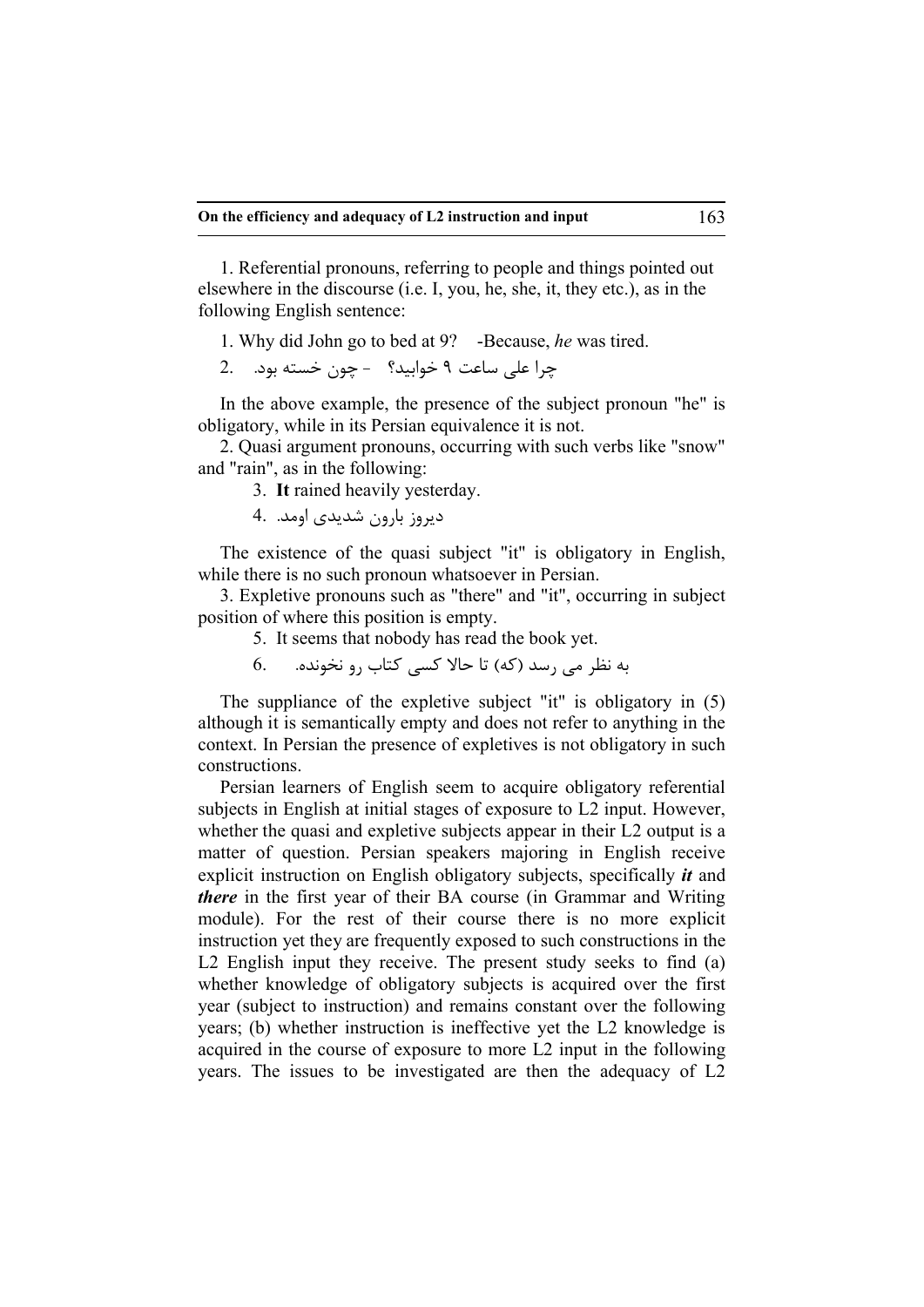1. Referential pronouns, referring to people and things pointed out elsewhere in the discourse (i.e. I, you, he, she, it, they etc.), as in the following English sentence:

1. Why did John go to bed at 9? -Because, *he* was tired.

2. چرا علی ساعت ۹ خوابید؟ - چون خسته بود.

In the above example, the presence of the subject pronoun "he" is obligatory, while in its Persian equivalence it is not.

2. Quasi argument pronouns, occurring with such verbs like "snow" and "rain", as in the following:

3. **It** rained heavily yesterday.

4. دیروز بارون شدیدی اومد.

The existence of the quasi subject "it" is obligatory in English, while there is no such pronoun whatsoever in Persian.

3. Expletive pronouns such as "there" and "it", occurring in subject position of where this position is empty.

5. It seems that nobody has read the book yet.

6. به نظر می رسد (که) تا حالا کسی کتاب رو نخونده.

The suppliance of the expletive subject "it" is obligatory in (5) although it is semantically empty and does not refer to anything in the context. In Persian the presence of expletives is not obligatory in such constructions.

Persian learners of English seem to acquire obligatory referential subjects in English at initial stages of exposure to L2 input. However, whether the quasi and expletive subjects appear in their L2 output is a matter of question. Persian speakers majoring in English receive explicit instruction on English obligatory subjects, specifically ***it*** and ***there*** in the first year of their BA course (in Grammar and Writing module). For the rest of their course there is no more explicit instruction yet they are frequently exposed to such constructions in the L2 English input they receive. The present study seeks to find (a) whether knowledge of obligatory subjects is acquired over the first year (subject to instruction) and remains constant over the following years; (b) whether instruction is ineffective yet the L2 knowledge is acquired in the course of exposure to more L2 input in the following years. The issues to be investigated are then the adequacy of L2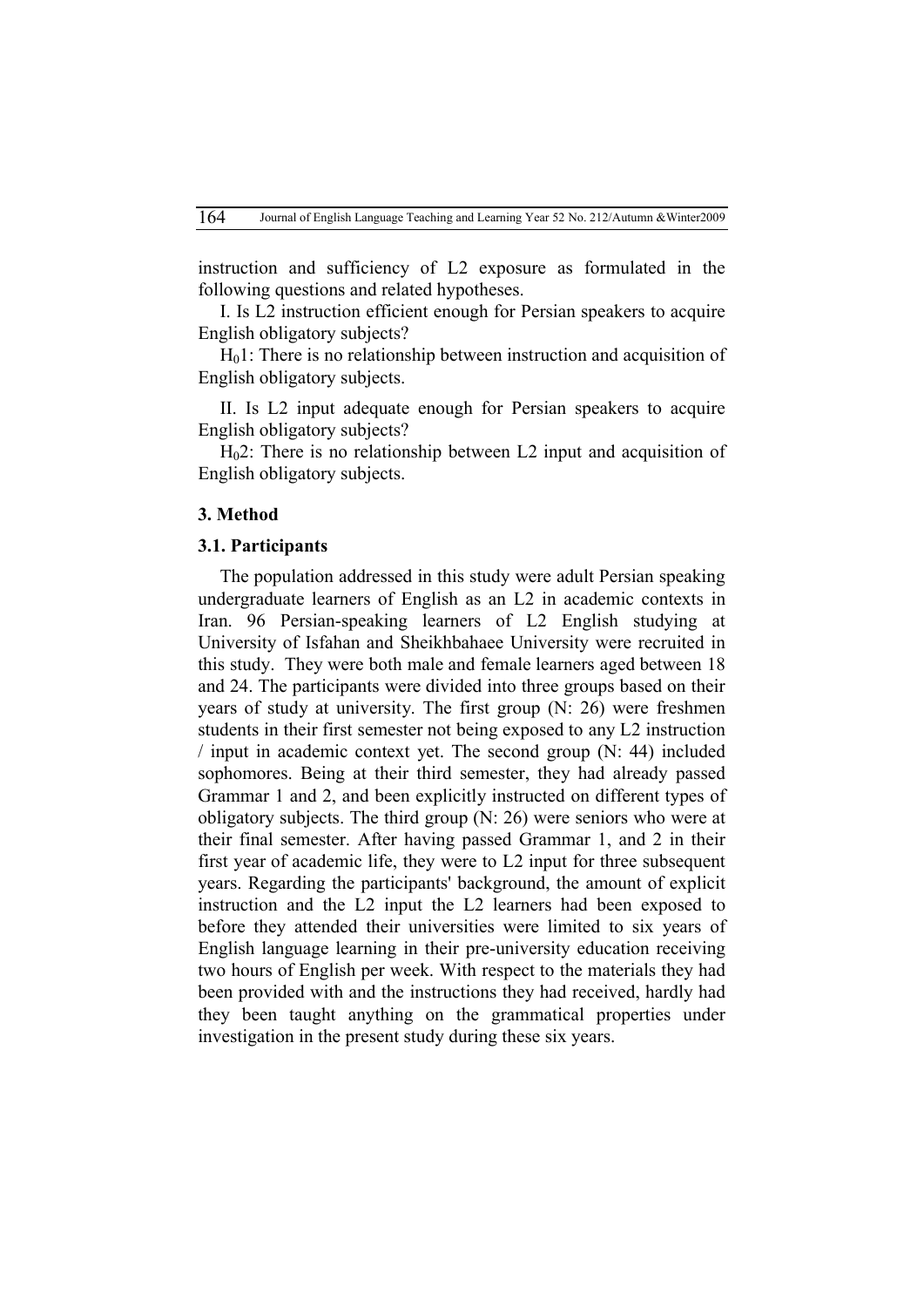instruction and sufficiency of L2 exposure as formulated in the following questions and related hypotheses.

I. Is L2 instruction efficient enough for Persian speakers to acquire English obligatory subjects?

$H_0$1: There is no relationship between instruction and acquisition of English obligatory subjects.

II. Is L2 input adequate enough for Persian speakers to acquire English obligatory subjects?

$H_0$2: There is no relationship between L2 input and acquisition of English obligatory subjects.

### 3. Method

### 3.1. Participants

The population addressed in this study were adult Persian speaking undergraduate learners of English as an L2 in academic contexts in Iran. 96 Persian-speaking learners of L2 English studying at University of Isfahan and Sheikhbahaee University were recruited in this study. They were both male and female learners aged between 18 and 24. The participants were divided into three groups based on their years of study at university. The first group (N: 26) were freshmen students in their first semester not being exposed to any L2 instruction / input in academic context yet. The second group (N: 44) included sophomores. Being at their third semester, they had already passed Grammar 1 and 2, and been explicitly instructed on different types of obligatory subjects. The third group (N: 26) were seniors who were at their final semester. After having passed Grammar 1, and 2 in their first year of academic life, they were to L2 input for three subsequent years. Regarding the participants' background, the amount of explicit instruction and the L2 input the L2 learners had been exposed to before they attended their universities were limited to six years of English language learning in their pre-university education receiving two hours of English per week. With respect to the materials they had been provided with and the instructions they had received, hardly had they been taught anything on the grammatical properties under investigation in the present study during these six years.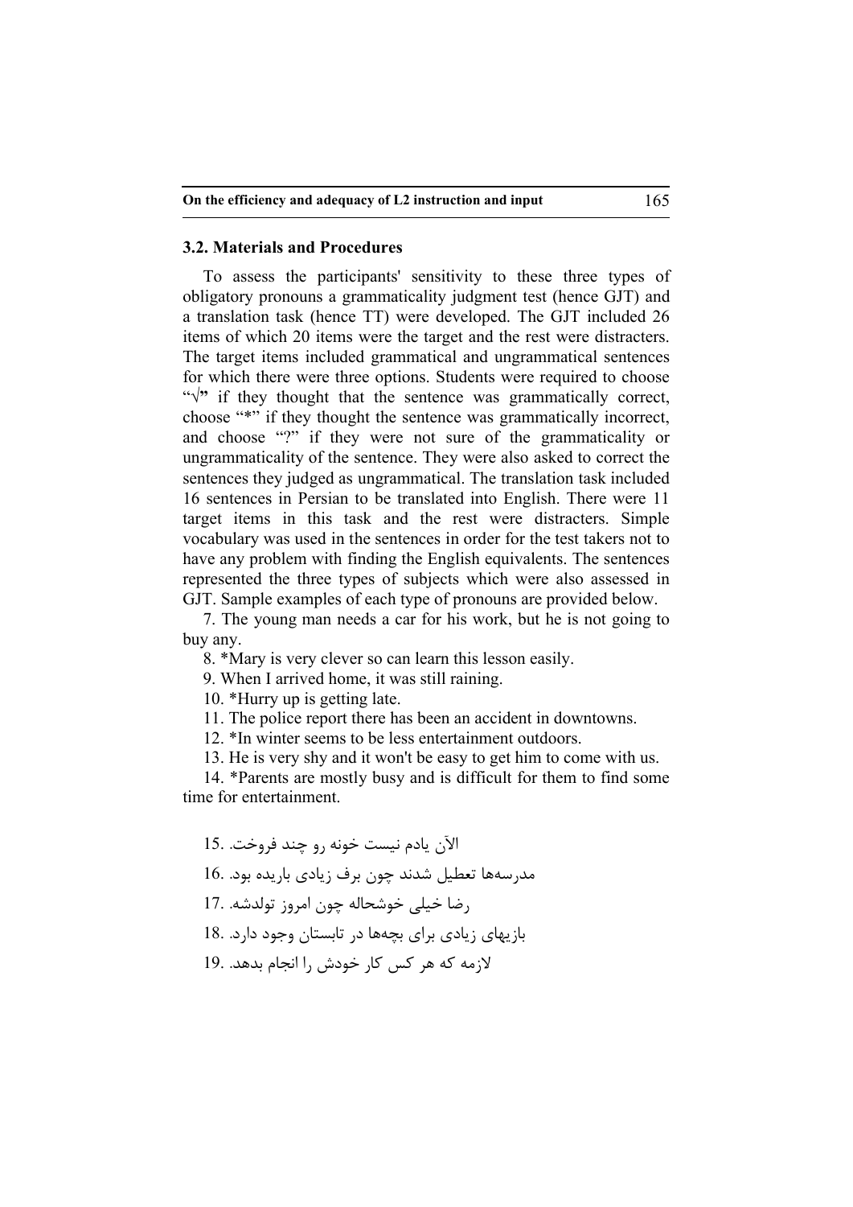### 3.2. Materials and Procedures

To assess the participants' sensitivity to these three types of obligatory pronouns a grammaticality judgment test (hence GJT) and a translation task (hence TT) were developed. The GJT included 26 items of which 20 items were the target and the rest were distracters. The target items included grammatical and ungrammatical sentences for which there were three options. Students were required to choose "√" if they thought that the sentence was grammatically correct, choose "*" if they thought the sentence was grammatically incorrect, and choose "?" if they were not sure of the grammaticality or ungrammaticality of the sentence. They were also asked to correct the sentences they judged as ungrammatical. The translation task included 16 sentences in Persian to be translated into English. There were 11 target items in this task and the rest were distracters. Simple vocabulary was used in the sentences in order for the test takers not to have any problem with finding the English equivalents. The sentences represented the three types of subjects which were also assessed in GJT. Sample examples of each type of pronouns are provided below.

7. The young man needs a car for his work, but he is not going to buy any.

8. *Mary is very clever so can learn this lesson easily.

9. When I arrived home, it was still raining.

10. *Hurry up is getting late.

11. The police report there has been an accident in downtowns.

12. *In winter seems to be less entertainment outdoors.

13. He is very shy and it won't be easy to get him to come with us.

14. *Parents are mostly busy and is difficult for them to find some time for entertainment.

15. الآن یادم نیست خونه رو چند فروخت.

16. مدرسه‌ها تعطیل شدند چون برف زیادی باریده بود.

17. رضا خیلی خوشحاله چون امروز تولدشه.

18. بازیهای زیادی برای بچه‌ها در تابستان وجود دارد.

19. لازمه که هر کس کار خودش را انجام بدهد.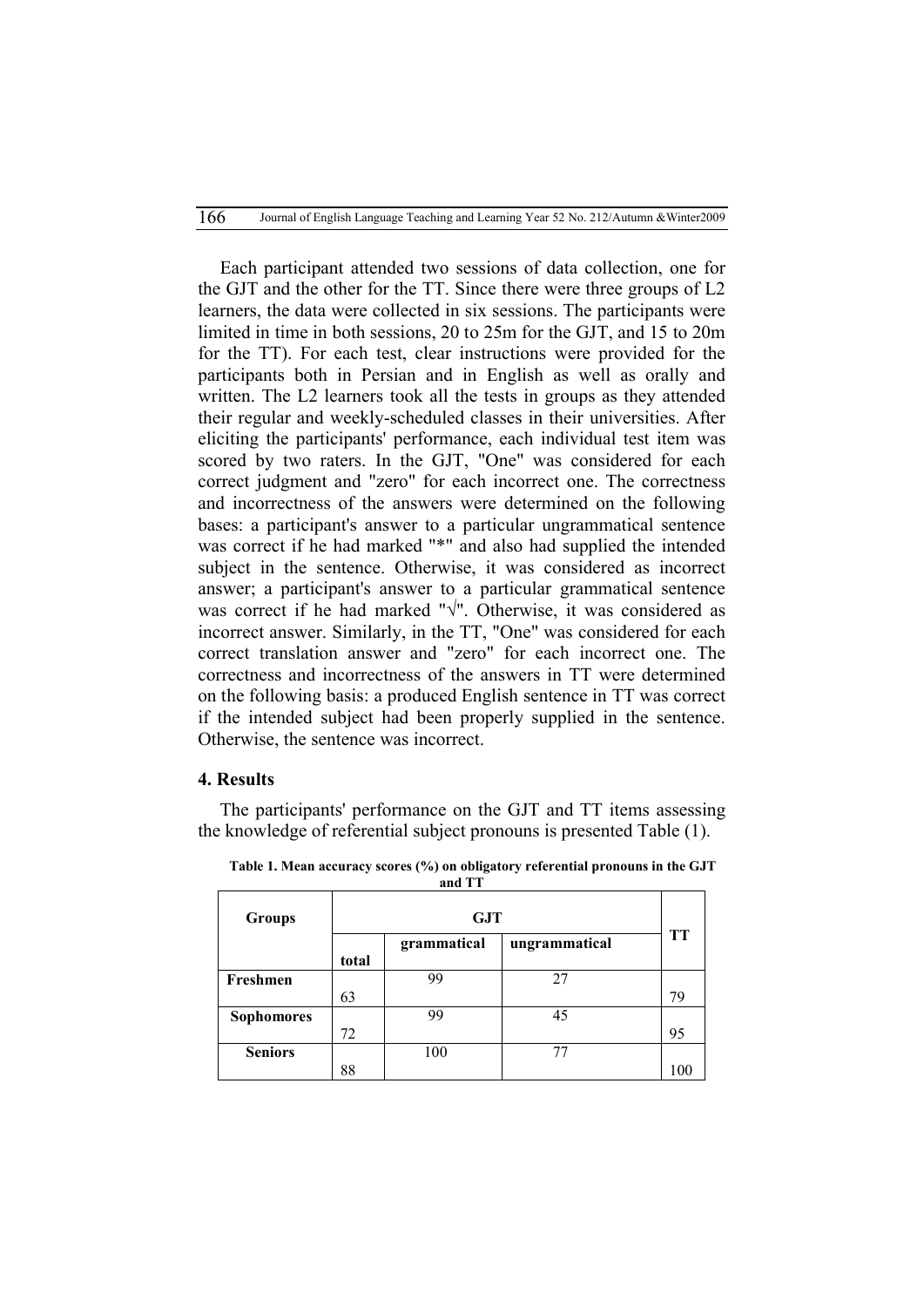Each participant attended two sessions of data collection, one for the GJT and the other for the TT. Since there were three groups of L2 learners, the data were collected in six sessions. The participants were limited in time in both sessions, 20 to 25m for the GJT, and 15 to 20m for the TT). For each test, clear instructions were provided for the participants both in Persian and in English as well as orally and written. The L2 learners took all the tests in groups as they attended their regular and weekly-scheduled classes in their universities. After eliciting the participants' performance, each individual test item was scored by two raters. In the GJT, "One" was considered for each correct judgment and "zero" for each incorrect one. The correctness and incorrectness of the answers were determined on the following bases: a participant's answer to a particular ungrammatical sentence was correct if he had marked "*" and also had supplied the intended subject in the sentence. Otherwise, it was considered as incorrect answer; a participant's answer to a particular grammatical sentence was correct if he had marked "√". Otherwise, it was considered as incorrect answer. Similarly, in the TT, "One" was considered for each correct translation answer and "zero" for each incorrect one. The correctness and incorrectness of the answers in TT were determined on the following basis: a produced English sentence in TT was correct if the intended subject had been properly supplied in the sentence. Otherwise, the sentence was incorrect.

## 4. Results

The participants' performance on the GJT and TT items assessing the knowledge of referential subject pronouns is presented Table (1).

**Table 1. Mean accuracy scores (%) on obligatory referential pronouns in the GJT and TT**

| Groups | GJT | | | TT |
|---|---|---|---|---|
| | total | grammatical | ungrammatical | |
| **Freshmen** | 63 | 99 | 27 | 79 |
| **Sophomores** | 72 | 99 | 45 | 95 |
| **Seniors** | 88 | 100 | 77 | 100 |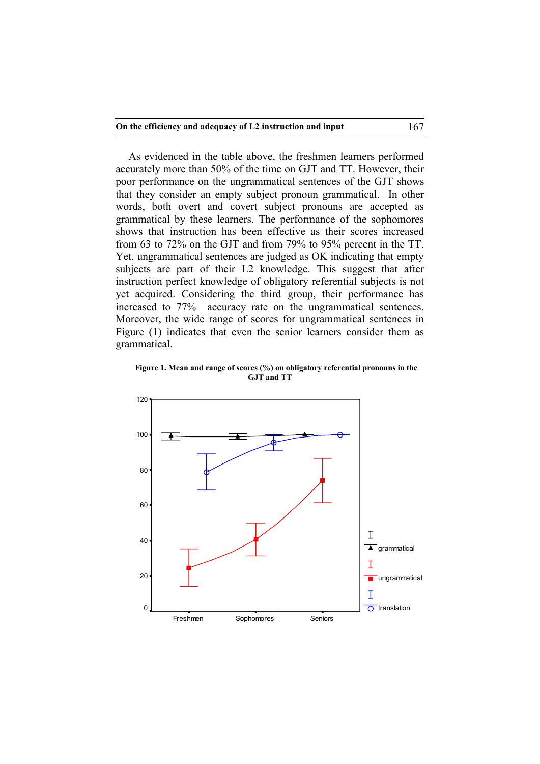As evidenced in the table above, the freshmen learners performed accurately more than 50% of the time on GJT and TT. However, their poor performance on the ungrammatical sentences of the GJT shows that they consider an empty subject pronoun grammatical. In other words, both overt and covert subject pronouns are accepted as grammatical by these learners. The performance of the sophomores shows that instruction has been effective as their scores increased from 63 to 72% on the GJT and from 79% to 95% percent in the TT. Yet, ungrammatical sentences are judged as OK indicating that empty subjects are part of their L2 knowledge. This suggest that after instruction perfect knowledge of obligatory referential subjects is not yet acquired. Considering the third group, their performance has increased to 77% accuracy rate on the ungrammatical sentences. Moreover, the wide range of scores for ungrammatical sentences in Figure (1) indicates that even the senior learners consider them as grammatical.

**Figure 1. Mean and range of scores (%) on obligatory referential pronouns in the GJT and TT**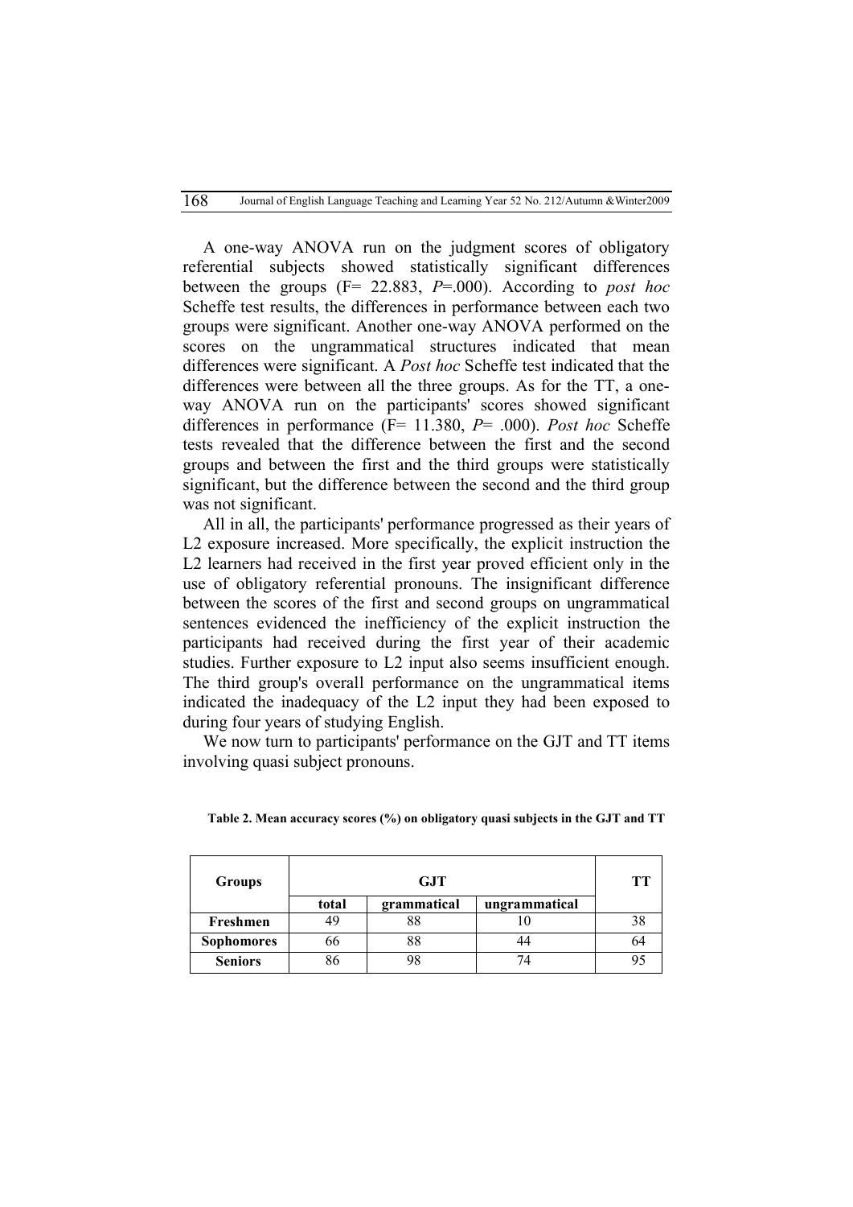A one-way ANOVA run on the judgment scores of obligatory referential subjects showed statistically significant differences between the groups ($F= 22.883$, $P=.000$). According to *post hoc* Scheffe test results, the differences in performance between each two groups were significant. Another one-way ANOVA performed on the scores on the ungrammatical structures indicated that mean differences were significant. A *Post hoc* Scheffe test indicated that the differences were between all the three groups. As for the TT, a one-way ANOVA run on the participants' scores showed significant differences in performance ($F= 11.380$, $P= .000$). *Post hoc* Scheffe tests revealed that the difference between the first and the second groups and between the first and the third groups were statistically significant, but the difference between the second and the third group was not significant.

All in all, the participants' performance progressed as their years of L2 exposure increased. More specifically, the explicit instruction the L2 learners had received in the first year proved efficient only in the use of obligatory referential pronouns. The insignificant difference between the scores of the first and second groups on ungrammatical sentences evidenced the inefficiency of the explicit instruction the participants had received during the first year of their academic studies. Further exposure to L2 input also seems insufficient enough. The third group's overall performance on the ungrammatical items indicated the inadequacy of the L2 input they had been exposed to during four years of studying English.

We now turn to participants' performance on the GJT and TT items involving quasi subject pronouns.

**Table 2. Mean accuracy scores (%) on obligatory quasi subjects in the GJT and TT**

| Groups | GJT | | | TT |
|---|---|---|---|---|
| | total | grammatical | ungrammatical | |
| **Freshmen** | 49 | 88 | 10 | 38 |
| **Sophomores** | 66 | 88 | 44 | 64 |
| **Seniors** | 86 | 98 | 74 | 95 |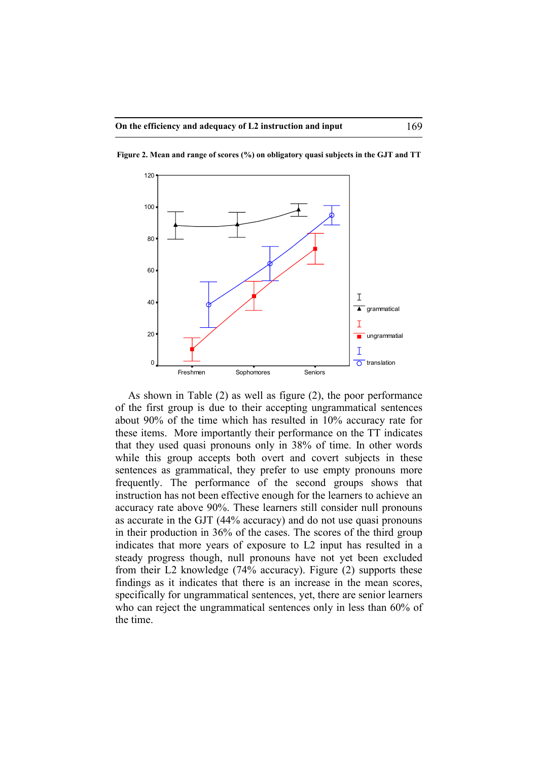Figure 2. Mean and range of scores (%) on obligatory quasi subjects in the GJT and TT

As shown in Table (2) as well as figure (2), the poor performance of the first group is due to their accepting ungrammatical sentences about 90% of the time which has resulted in 10% accuracy rate for these items. More importantly their performance on the TT indicates that they used quasi pronouns only in 38% of time. In other words while this group accepts both overt and covert subjects in these sentences as grammatical, they prefer to use empty pronouns more frequently. The performance of the second groups shows that instruction has not been effective enough for the learners to achieve an accuracy rate above 90%. These learners still consider null pronouns as accurate in the GJT (44% accuracy) and do not use quasi pronouns in their production in 36% of the cases. The scores of the third group indicates that more years of exposure to L2 input has resulted in a steady progress though, null pronouns have not yet been excluded from their L2 knowledge (74% accuracy). Figure (2) supports these findings as it indicates that there is an increase in the mean scores, specifically for ungrammatical sentences, yet, there are senior learners who can reject the ungrammatical sentences only in less than 60% of the time.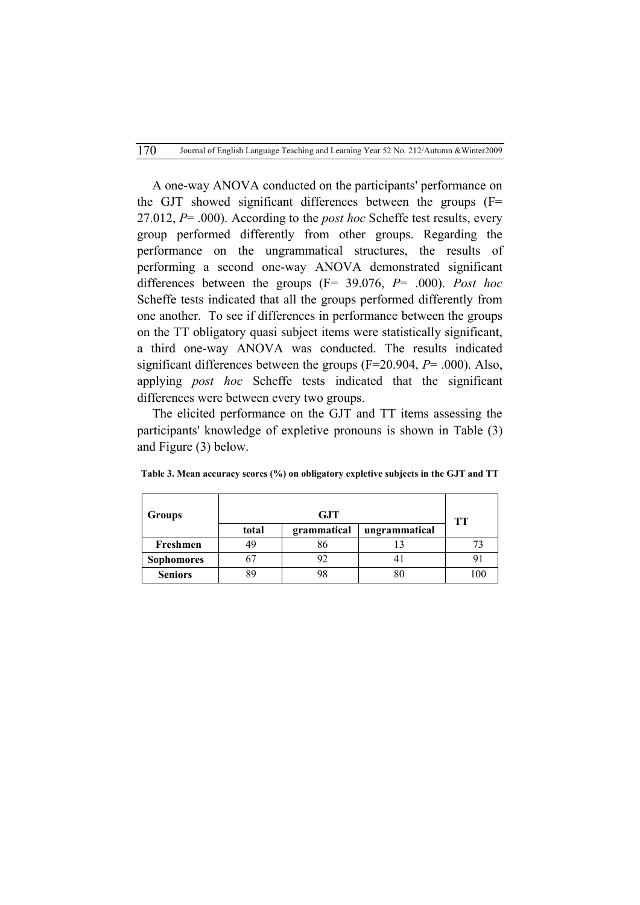A one-way ANOVA conducted on the participants' performance on the GJT showed significant differences between the groups (F= 27.012, *P*= .000). According to the *post hoc* Scheffe test results, every group performed differently from other groups. Regarding the performance on the ungrammatical structures, the results of performing a second one-way ANOVA demonstrated significant differences between the groups (F= 39.076, *P*= .000). *Post hoc* Scheffe tests indicated that all the groups performed differently from one another. To see if differences in performance between the groups on the TT obligatory quasi subject items were statistically significant, a third one-way ANOVA was conducted. The results indicated significant differences between the groups (F=20.904, *P*= .000). Also, applying *post hoc* Scheffe tests indicated that the significant differences were between every two groups.

The elicited performance on the GJT and TT items assessing the participants' knowledge of expletive pronouns is shown in Table (3) and Figure (3) below.

**Table 3. Mean accuracy scores (%) on obligatory expletive subjects in the GJT and TT**

| Groups | GJT | | | TT |
|---|---|---|---|---|
| | total | grammatical | ungrammatical | |
| **Freshmen** | 49 | 86 | 13 | 73 |
| **Sophomores** | 67 | 92 | 41 | 91 |
| **Seniors** | 89 | 98 | 80 | 100 |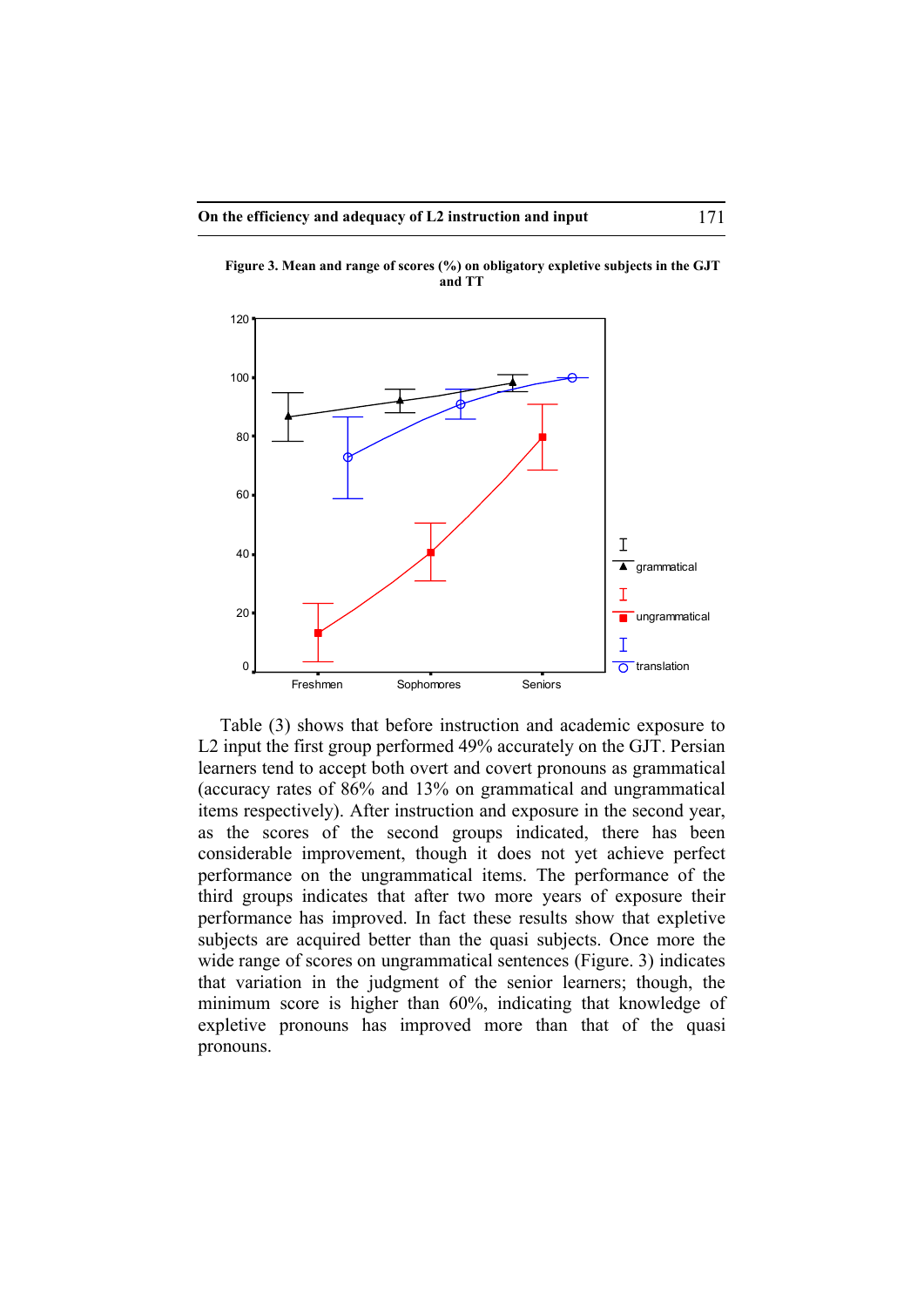**Figure 3. Mean and range of scores (%) on obligatory expletive subjects in the GJT and TT**

Table (3) shows that before instruction and academic exposure to L2 input the first group performed 49% accurately on the GJT. Persian learners tend to accept both overt and covert pronouns as grammatical (accuracy rates of 86% and 13% on grammatical and ungrammatical items respectively). After instruction and exposure in the second year, as the scores of the second groups indicated, there has been considerable improvement, though it does not yet achieve perfect performance on the ungrammatical items. The performance of the third groups indicates that after two more years of exposure their performance has improved. In fact these results show that expletive subjects are acquired better than the quasi subjects. Once more the wide range of scores on ungrammatical sentences (Figure. 3) indicates that variation in the judgment of the senior learners; though, the minimum score is higher than 60%, indicating that knowledge of expletive pronouns has improved more than that of the quasi pronouns.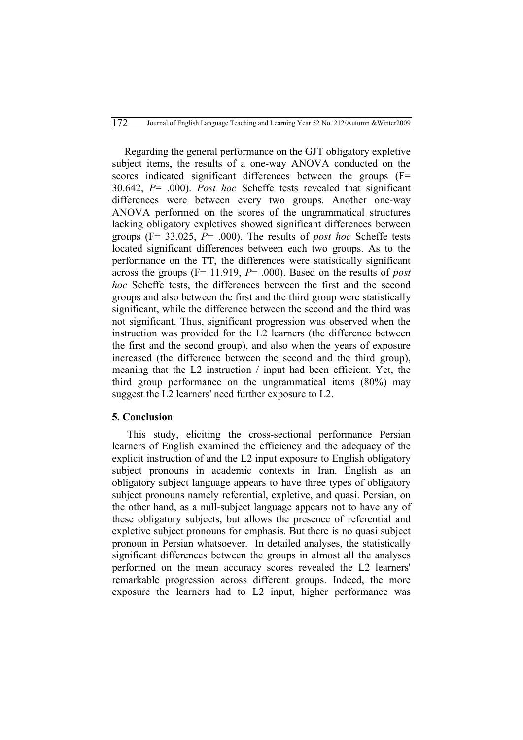Regarding the general performance on the GJT obligatory expletive subject items, the results of a one-way ANOVA conducted on the scores indicated significant differences between the groups (F= 30.642, *P*= .000). *Post hoc* Scheffe tests revealed that significant differences were between every two groups. Another one-way ANOVA performed on the scores of the ungrammatical structures lacking obligatory expletives showed significant differences between groups (F= 33.025, *P*= .000). The results of *post hoc* Scheffe tests located significant differences between each two groups. As to the performance on the TT, the differences were statistically significant across the groups (F= 11.919, *P*= .000). Based on the results of *post hoc* Scheffe tests, the differences between the first and the second groups and also between the first and the third group were statistically significant, while the difference between the second and the third was not significant. Thus, significant progression was observed when the instruction was provided for the L2 learners (the difference between the first and the second group), and also when the years of exposure increased (the difference between the second and the third group), meaning that the L2 instruction / input had been efficient. Yet, the third group performance on the ungrammatical items (80%) may suggest the L2 learners' need further exposure to L2.

## 5. Conclusion

This study, eliciting the cross-sectional performance Persian learners of English examined the efficiency and the adequacy of the explicit instruction of and the L2 input exposure to English obligatory subject pronouns in academic contexts in Iran. English as an obligatory subject language appears to have three types of obligatory subject pronouns namely referential, expletive, and quasi. Persian, on the other hand, as a null-subject language appears not to have any of these obligatory subjects, but allows the presence of referential and expletive subject pronouns for emphasis. But there is no quasi subject pronoun in Persian whatsoever. In detailed analyses, the statistically significant differences between the groups in almost all the analyses performed on the mean accuracy scores revealed the L2 learners' remarkable progression across different groups. Indeed, the more exposure the learners had to L2 input, higher performance was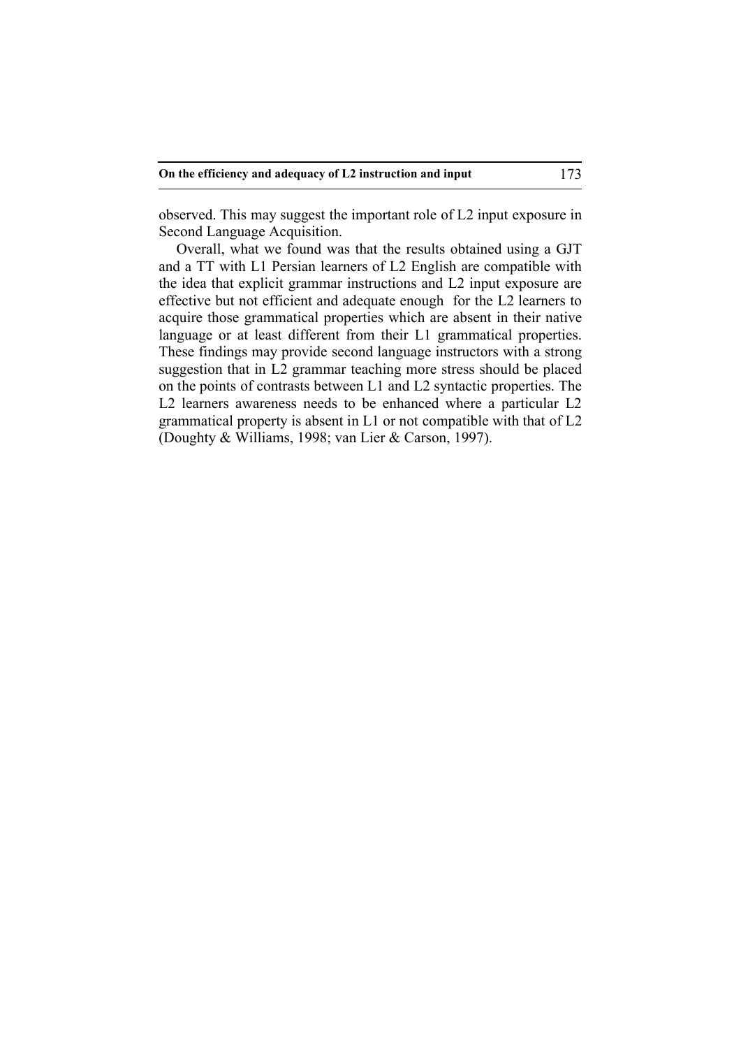observed. This may suggest the important role of L2 input exposure in Second Language Acquisition.

Overall, what we found was that the results obtained using a GJT and a TT with L1 Persian learners of L2 English are compatible with the idea that explicit grammar instructions and L2 input exposure are effective but not efficient and adequate enough for the L2 learners to acquire those grammatical properties which are absent in their native language or at least different from their L1 grammatical properties. These findings may provide second language instructors with a strong suggestion that in L2 grammar teaching more stress should be placed on the points of contrasts between L1 and L2 syntactic properties. The L2 learners awareness needs to be enhanced where a particular L2 grammatical property is absent in L1 or not compatible with that of L2 (Doughty & Williams, 1998; van Lier & Carson, 1997).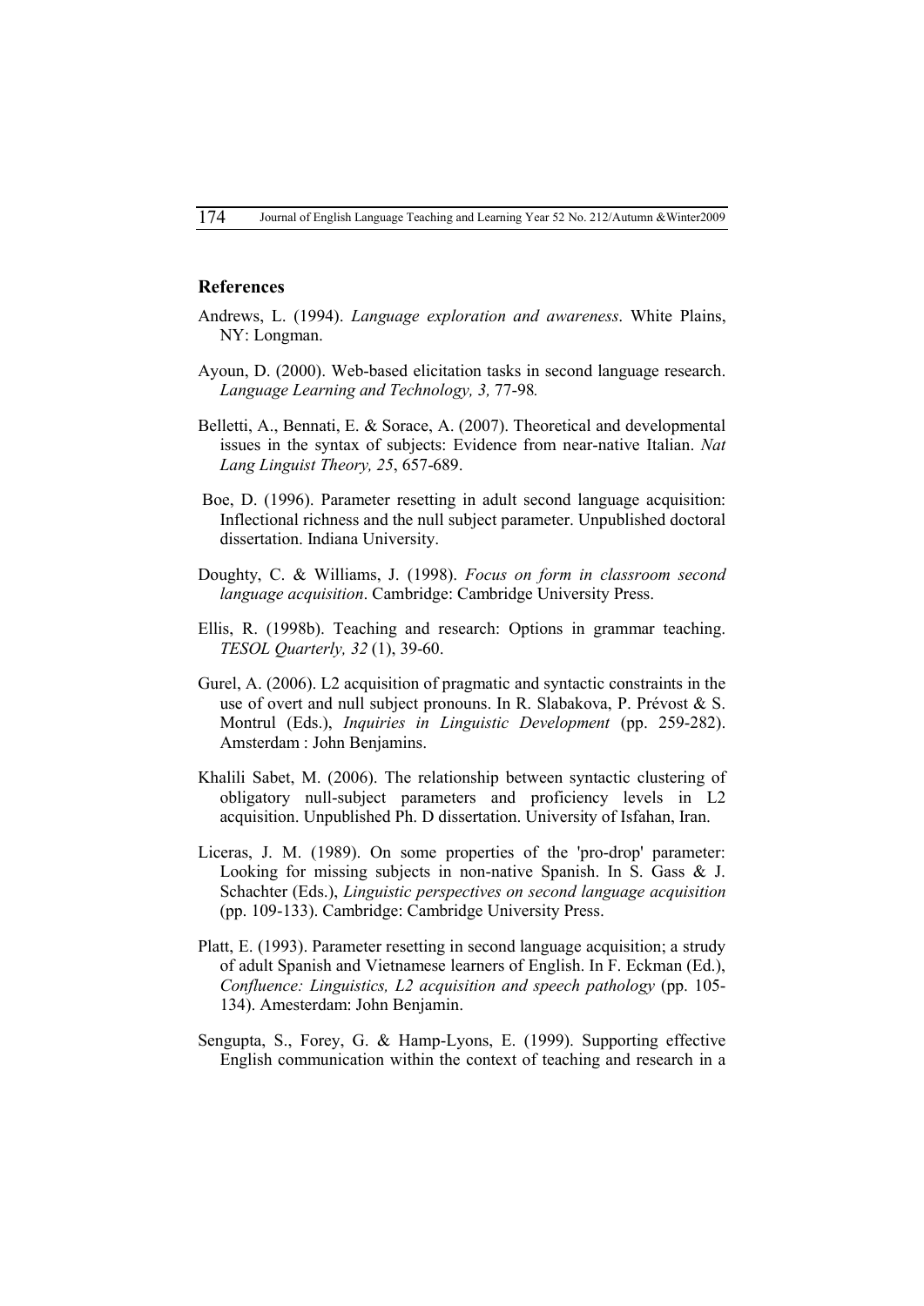## References

Andrews, L. (1994). *Language exploration and awareness*. White Plains, NY: Longman.

Ayoun, D. (2000). Web-based elicitation tasks in second language research. *Language Learning and Technology, 3,* 77-98*.*

Belletti, A., Bennati, E. & Sorace, A. (2007). Theoretical and developmental issues in the syntax of subjects: Evidence from near-native Italian. *Nat Lang Linguist Theory, 25*, 657-689.

Boe, D. (1996). Parameter resetting in adult second language acquisition: Inflectional richness and the null subject parameter. Unpublished doctoral dissertation. Indiana University.

Doughty, C. & Williams, J. (1998). *Focus on form in classroom second language acquisition*. Cambridge: Cambridge University Press.

Ellis, R. (1998b). Teaching and research: Options in grammar teaching. *TESOL Quarterly, 32* (1), 39-60.

Gurel, A. (2006). L2 acquisition of pragmatic and syntactic constraints in the use of overt and null subject pronouns. In R. Slabakova, P. Prévost & S. Montrul (Eds.), *Inquiries in Linguistic Development* (pp. 259-282). Amsterdam : John Benjamins.

Khalili Sabet, M. (2006). The relationship between syntactic clustering of obligatory null-subject parameters and proficiency levels in L2 acquisition. Unpublished Ph. D dissertation. University of Isfahan, Iran.

Liceras, J. M. (1989). On some properties of the 'pro-drop' parameter: Looking for missing subjects in non-native Spanish. In S. Gass & J. Schachter (Eds.), *Linguistic perspectives on second language acquisition* (pp. 109-133). Cambridge: Cambridge University Press.

Platt, E. (1993). Parameter resetting in second language acquisition; a strudy of adult Spanish and Vietnamese learners of English. In F. Eckman (Ed.), *Confluence: Linguistics, L2 acquisition and speech pathology* (pp. 105-134). Amesterdam: John Benjamin.

Sengupta, S., Forey, G. & Hamp-Lyons, E. (1999). Supporting effective English communication within the context of teaching and research in a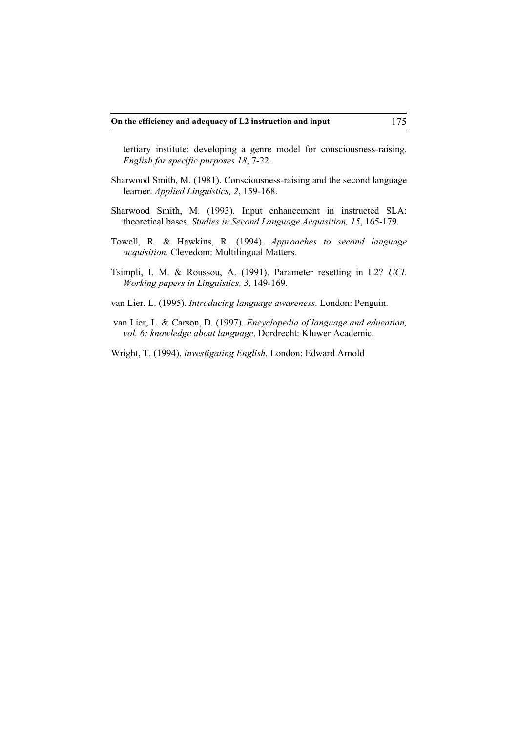tertiary institute: developing a genre model for consciousness-raising. *English for specific purposes 18*, 7-22.

Sharwood Smith, M. (1981). Consciousness-raising and the second language learner. *Applied Linguistics, 2*, 159-168.

Sharwood Smith, M. (1993). Input enhancement in instructed SLA: theoretical bases. *Studies in Second Language Acquisition, 15*, 165-179.

Towell, R. & Hawkins, R. (1994). *Approaches to second language acquisition*. Clevedom: Multilingual Matters.

Tsimpli, I. M. & Roussou, A. (1991). Parameter resetting in L2? *UCL Working papers in Linguistics, 3*, 149-169.

van Lier, L. (1995). *Introducing language awareness*. London: Penguin.

van Lier, L. & Carson, D. (1997). *Encyclopedia of language and education, vol. 6: knowledge about language*. Dordrecht: Kluwer Academic.

Wright, T. (1994). *Investigating English*. London: Edward Arnold